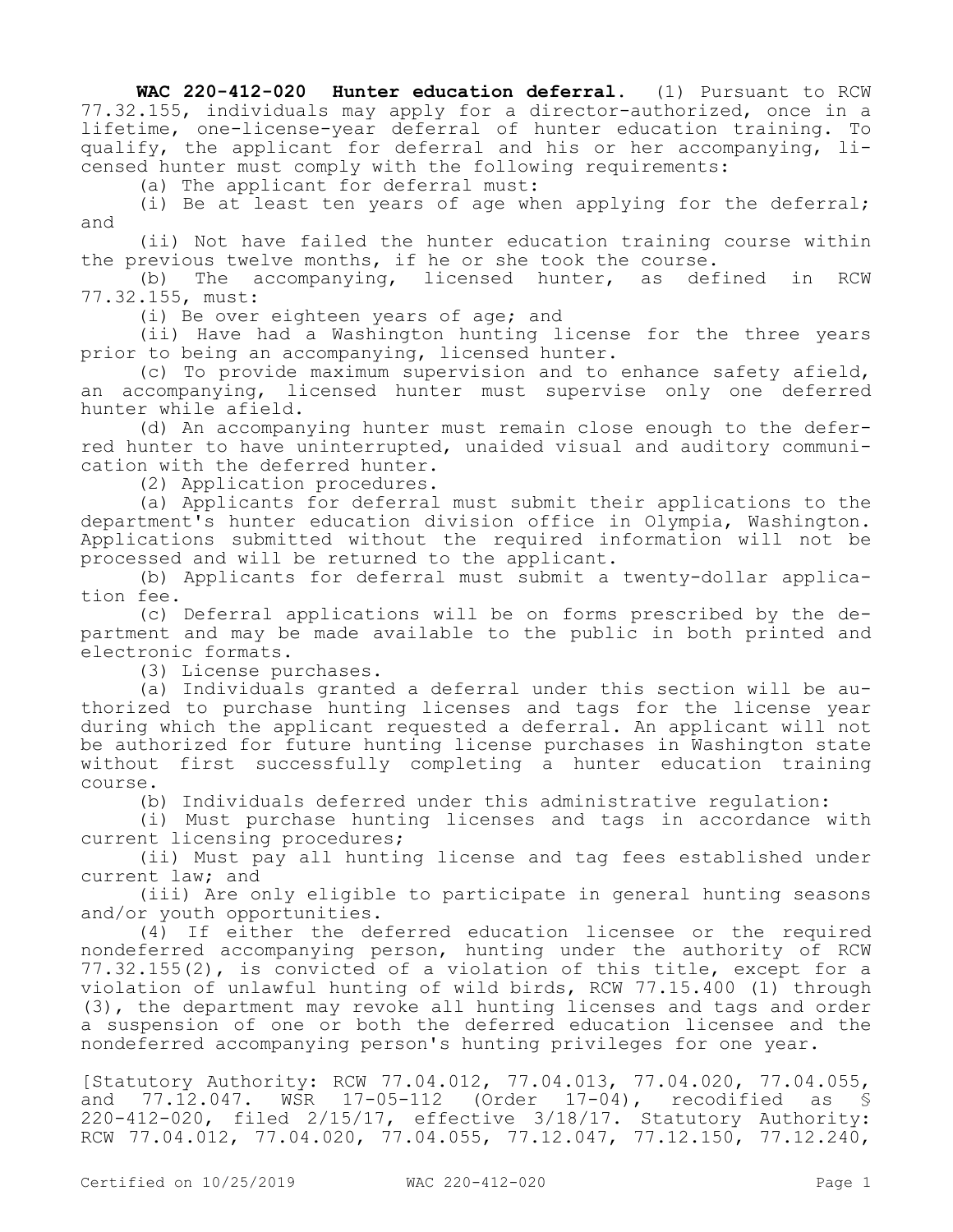**WAC 220-412-020 Hunter education deferral.** (1) Pursuant to RCW 77.32.155, individuals may apply for a director-authorized, once in a lifetime, one-license-year deferral of hunter education training. To qualify, the applicant for deferral and his or her accompanying, licensed hunter must comply with the following requirements:

(a) The applicant for deferral must:

(i) Be at least ten years of age when applying for the deferral; and

(ii) Not have failed the hunter education training course within the previous twelve months, if he or she took the course.

(b) The accompanying, licensed hunter, as defined in RCW 77.32.155, must:

(i) Be over eighteen years of age; and

(ii) Have had a Washington hunting license for the three years prior to being an accompanying, licensed hunter.

(c) To provide maximum supervision and to enhance safety afield, an accompanying, licensed hunter must supervise only one deferred hunter while afield.

(d) An accompanying hunter must remain close enough to the deferred hunter to have uninterrupted, unaided visual and auditory communication with the deferred hunter.

(2) Application procedures.

(a) Applicants for deferral must submit their applications to the department's hunter education division office in Olympia, Washington. Applications submitted without the required information will not be processed and will be returned to the applicant.

(b) Applicants for deferral must submit a twenty-dollar application fee.

(c) Deferral applications will be on forms prescribed by the department and may be made available to the public in both printed and electronic formats.

(3) License purchases.

(a) Individuals granted a deferral under this section will be authorized to purchase hunting licenses and tags for the license year during which the applicant requested a deferral. An applicant will not be authorized for future hunting license purchases in Washington state without first successfully completing a hunter education training course.

(b) Individuals deferred under this administrative regulation:

(i) Must purchase hunting licenses and tags in accordance with current licensing procedures;

(ii) Must pay all hunting license and tag fees established under current law; and

(iii) Are only eligible to participate in general hunting seasons and/or youth opportunities.

(4) If either the deferred education licensee or the required nondeferred accompanying person, hunting under the authority of RCW 77.32.155(2), is convicted of a violation of this title, except for a violation of unlawful hunting of wild birds, RCW 77.15.400 (1) through (3), the department may revoke all hunting licenses and tags and order a suspension of one or both the deferred education licensee and the nondeferred accompanying person's hunting privileges for one year.

[Statutory Authority: RCW 77.04.012, 77.04.013, 77.04.020, 77.04.055, and 77.12.047. WSR 17-05-112 (Order 17-04), recodified as § 220-412-020, filed 2/15/17, effective 3/18/17. Statutory Authority: RCW 77.04.012, 77.04.020, 77.04.055, 77.12.047, 77.12.150, 77.12.240,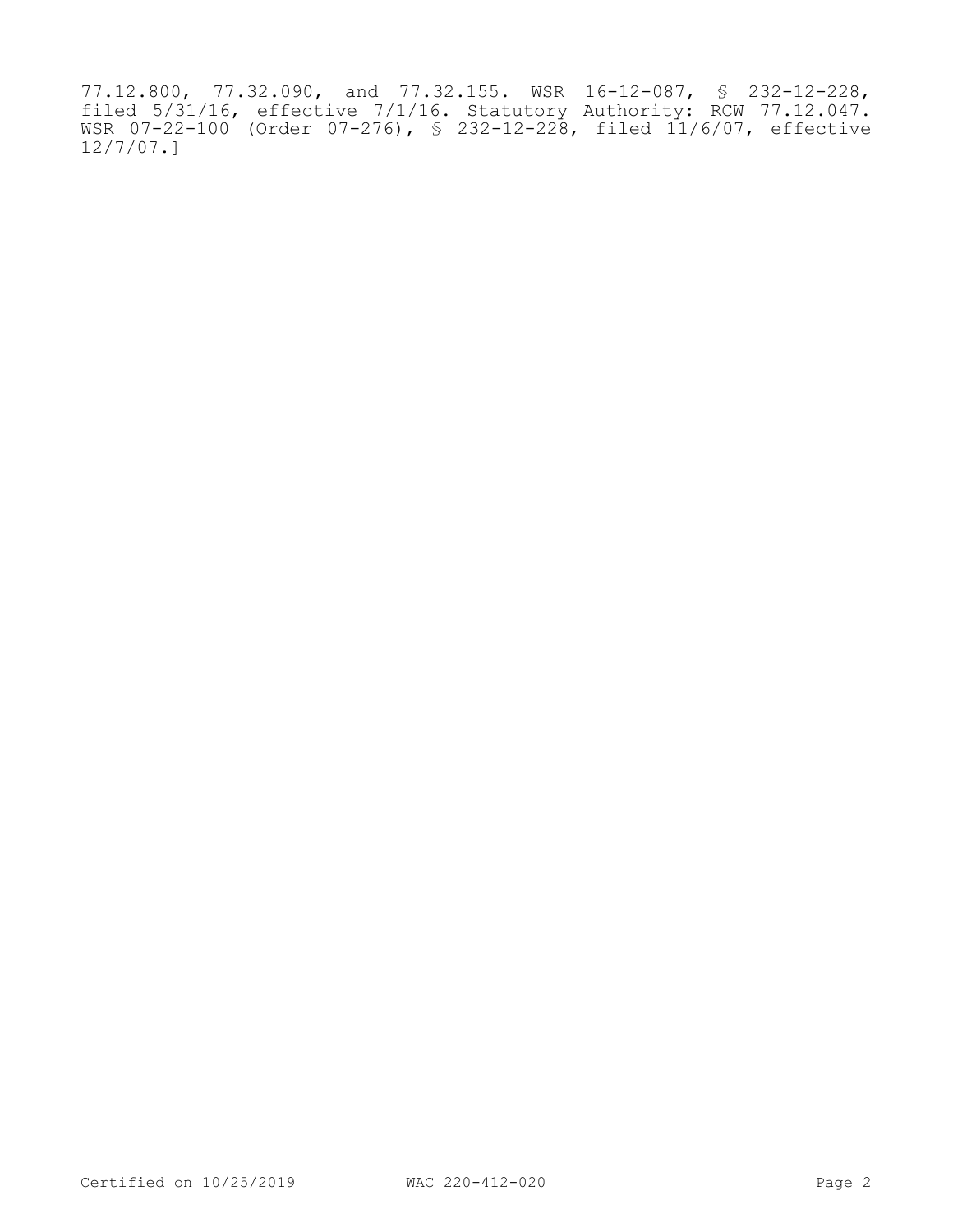77.12.800, 77.32.090, and 77.32.155. WSR 16-12-087, § 232-12-228, filed 5/31/16, effective 7/1/16. Statutory Authority: RCW 77.12.047. WSR 07-22-100 (Order 07-276), § 232-12-228, filed 11/6/07, effective 12/7/07.]